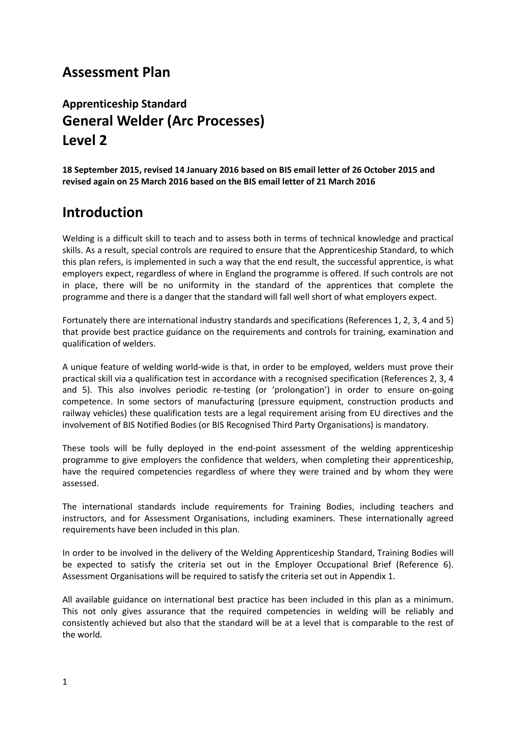# Assessment Plan

## Apprenticeship Standard

# General Welder (Arc Processes)

# Level 2

**18 September 2015, revised 14 January 2016 based on BIS email letter of 26 October 2015 and revised again on 25 March 2016 based on the BIS email letter of 21 March 2016**

# Introduction

Welding is a difficult skill to teach and to assess both in terms of technical knowledge and practical skills. As a result, special controls are required to ensure that the Apprenticeship Standard, to which this plan refers, is implemented in such a way that the end result, the successful apprentice, is what employers expect, regardless of where in England the programme is offered. If such controls are not in place, there will be no uniformity in the standard of the apprentices that complete the programme and there is a danger that the standard will fall well short of what employers expect.

Fortunately there are international industry standards and specifications (References 1, 2, 3, 4 and 5) that provide best practice guidance on the requirements and controls for training, examination and qualification of welders.

A unique feature of welding world-wide is that, in order to be employed, welders must prove their practical skill via a qualification test in accordance with a recognised specification (References 2, 3, 4 and 5). This also involves periodic re-testing (or 'prolongation') in order to ensure on-going competence. In some sectors of manufacturing (pressure equipment, construction products and railway vehicles) these qualification tests are a legal requirement arising from EU directives and the involvement of BIS Notified Bodies (or BIS Recognised Third Party Organisations) is mandatory.

These tools will be fully deployed in the end-point assessment of the welding apprenticeship programme to give employers the confidence that welders, when completing their apprenticeship, have the required competencies regardless of where they were trained and by whom they were assessed.

The international standards include requirements for Training Bodies, including teachers and instructors, and for Assessment Organisations, including examiners. These internationally agreed requirements have been included in this plan.

In order to be involved in the delivery of the Welding Apprenticeship Standard, Training Bodies will be expected to satisfy the criteria set out in the Employer Occupational Brief (Reference 6). Assessment Organisations will be required to satisfy the criteria set out in Appendix 1.

All available guidance on international best practice has been included in this plan as a minimum. This not only gives assurance that the required competencies in welding will be reliably and consistently achieved but also that the standard will be at a level that is comparable to the rest of the world.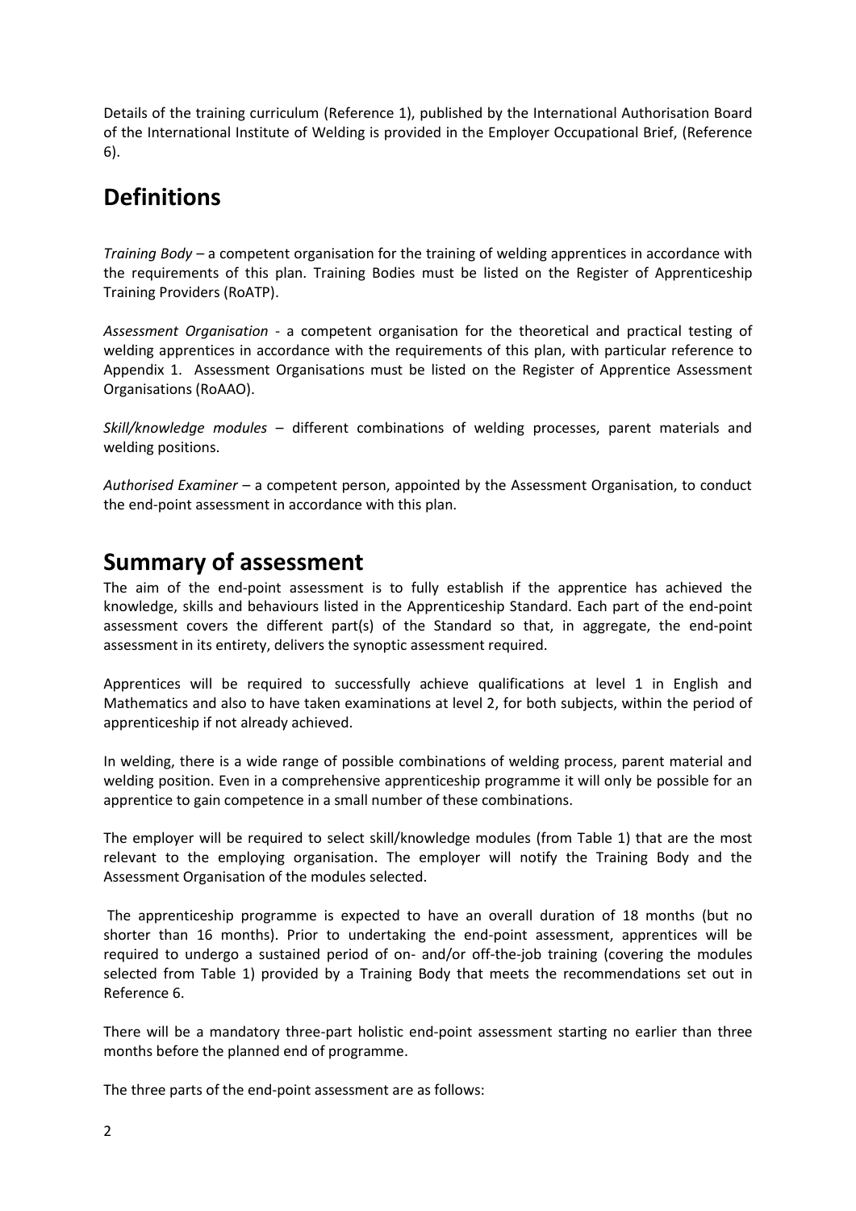Details of the training curriculum (Reference 1), published by the International Authorisation Board of the International Institute of Welding is provided in the Employer Occupational Brief, (Reference 6).

## Definitions

*Training Body* – a competent organisation for the training of welding apprentices in accordance with the requirements of this plan. Training Bodies must be listed on the Register of Apprenticeship Training Providers (RoATP).

*Assessment Organisation* - a competent organisation for the theoretical and practical testing of welding apprentices in accordance with the requirements of this plan, with particular reference to Appendix 1. Assessment Organisations must be listed on the Register of Apprentice Assessment Organisations (RoAAO).

*Skill/knowledge modules* – different combinations of welding processes, parent materials and welding positions.

*Authorised Examiner* – a competent person, appointed by the Assessment Organisation, to conduct the end-point assessment in accordance with this plan.

## Summary of assessment

The aim of the end-point assessment is to fully establish if the apprentice has achieved the knowledge, skills and behaviours listed in the Apprenticeship Standard. Each part of the end-point assessment covers the different part(s) of the Standard so that, in aggregate, the end-point assessment in its entirety, delivers the synoptic assessment required.

Apprentices will be required to successfully achieve qualifications at level 1 in English and Mathematics and also to have taken examinations at level 2, for both subjects, within the period of apprenticeship if not already achieved.

In welding, there is a wide range of possible combinations of welding process, parent material and welding position. Even in a comprehensive apprenticeship programme it will only be possible for an apprentice to gain competence in a small number of these combinations.

The employer will be required to select skill/knowledge modules (from Table 1) that are the most relevant to the employing organisation. The employer will notify the Training Body and the Assessment Organisation of the modules selected.

The apprenticeship programme is expected to have an overall duration of 18 months (but no shorter than 16 months). Prior to undertaking the end-point assessment, apprentices will be required to undergo a sustained period of on- and/or off-the-job training (covering the modules selected from Table 1) provided by a Training Body that meets the recommendations set out in Reference 6.

There will be a mandatory three-part holistic end-point assessment starting no earlier than three months before the planned end of programme.

The three parts of the end-point assessment are as follows: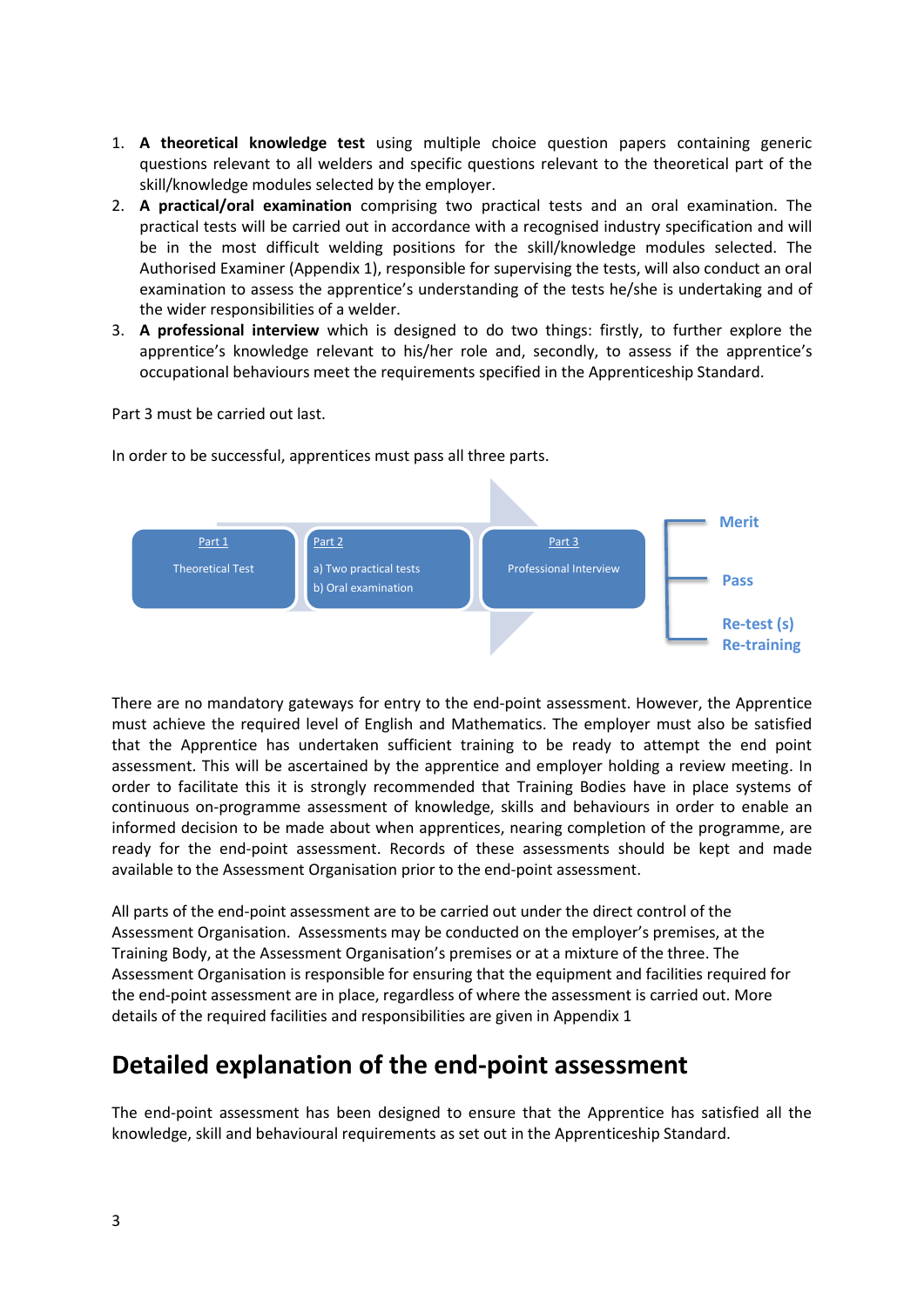1. **A theoretical knowledge test** using multiple choice question papers containing generic questions relevant to all welders and specific questions relevant to the theoretical part of the skill/knowledge modules selected by the employer.
2. **A practical/oral examination** comprising two practical tests and an oral examination. The practical tests will be carried out in accordance with a recognised industry specification and will be in the most difficult welding positions for the skill/knowledge modules selected. The Authorised Examiner (Appendix 1), responsible for supervising the tests, will also conduct an oral examination to assess the apprentice's understanding of the tests he/she is undertaking and of the wider responsibilities of a welder.
3. **A professional interview** which is designed to do two things: firstly, to further explore the apprentice's knowledge relevant to his/her role and, secondly, to assess if the apprentice's occupational behaviours meet the requirements specified in the Apprenticeship Standard.

Part 3 must be carried out last.

In order to be successful, apprentices must pass all three parts.

| Part 1 | Part 2 | Part 3 | Outcome |
|---|---|---|---|
| Theoretical Test | a) Two practical tests<br>b) Oral examination | Professional Interview | Merit<br>Pass<br>Re-test (s) Re-training |

There are no mandatory gateways for entry to the end-point assessment. However, the Apprentice must achieve the required level of English and Mathematics. The employer must also be satisfied that the Apprentice has undertaken sufficient training to be ready to attempt the end point assessment. This will be ascertained by the apprentice and employer holding a review meeting. In order to facilitate this it is strongly recommended that Training Bodies have in place systems of continuous on-programme assessment of knowledge, skills and behaviours in order to enable an informed decision to be made about when apprentices, nearing completion of the programme, are ready for the end-point assessment. Records of these assessments should be kept and made available to the Assessment Organisation prior to the end-point assessment.

All parts of the end-point assessment are to be carried out under the direct control of the Assessment Organisation. Assessments may be conducted on the employer's premises, at the Training Body, at the Assessment Organisation's premises or at a mixture of the three. The Assessment Organisation is responsible for ensuring that the equipment and facilities required for the end-point assessment are in place, regardless of where the assessment is carried out. More details of the required facilities and responsibilities are given in Appendix 1

## Detailed explanation of the end-point assessment

The end-point assessment has been designed to ensure that the Apprentice has satisfied all the knowledge, skill and behavioural requirements as set out in the Apprenticeship Standard.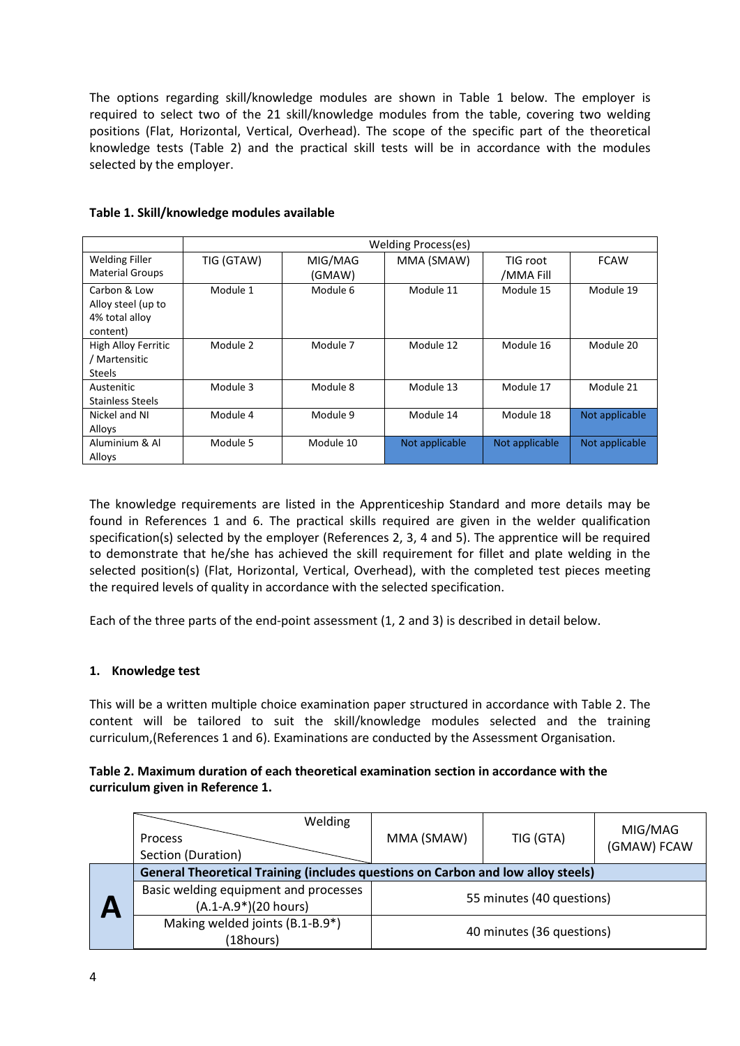The options regarding skill/knowledge modules are shown in Table 1 below. The employer is required to select two of the 21 skill/knowledge modules from the table, covering two welding positions (Flat, Horizontal, Vertical, Overhead). The scope of the specific part of the theoretical knowledge tests (Table 2) and the practical skill tests will be in accordance with the modules selected by the employer.

**Table 1. Skill/knowledge modules available**

| | Welding Process(es) | | | | |
|---|---|---|---|---|---|
| Welding Filler Material Groups | TIG (GTAW) | MIG/MAG (GMAW) | MMA (SMAW) | TIG root /MMA Fill | FCAW |
| Carbon & Low Alloy steel (up to 4% total alloy content) | Module 1 | Module 6 | Module 11 | Module 15 | Module 19 |
| High Alloy Ferritic / Martensitic Steels | Module 2 | Module 7 | Module 12 | Module 16 | Module 20 |
| Austenitic Stainless Steels | Module 3 | Module 8 | Module 13 | Module 17 | Module 21 |
| Nickel and NI Alloys | Module 4 | Module 9 | Module 14 | Module 18 | Not applicable |
| Aluminium & Al Alloys | Module 5 | Module 10 | Not applicable | Not applicable | Not applicable |

The knowledge requirements are listed in the Apprenticeship Standard and more details may be found in References 1 and 6. The practical skills required are given in the welder qualification specification(s) selected by the employer (References 2, 3, 4 and 5). The apprentice will be required to demonstrate that he/she has achieved the skill requirement for fillet and plate welding in the selected position(s) (Flat, Horizontal, Vertical, Overhead), with the completed test pieces meeting the required levels of quality in accordance with the selected specification.

Each of the three parts of the end-point assessment (1, 2 and 3) is described in detail below.

### 1. Knowledge test

This will be a written multiple choice examination paper structured in accordance with Table 2. The content will be tailored to suit the skill/knowledge modules selected and the training curriculum,(References 1 and 6). Examinations are conducted by the Assessment Organisation.

**Table 2. Maximum duration of each theoretical examination section in accordance with the curriculum given in Reference 1.**

| | Welding Process / Section (Duration) | MMA (SMAW) | TIG (GTA) | MIG/MAG (GMAW) FCAW |
|---|---|---|---|---|
| **A** | **General Theoretical Training (includes questions on Carbon and low alloy steels)** | | | |
| | Basic welding equipment and processes (A.1-A.9*)(20 hours) | 55 minutes (40 questions) | | |
| | Making welded joints (B.1-B.9*) (18hours) | 40 minutes (36 questions) | | |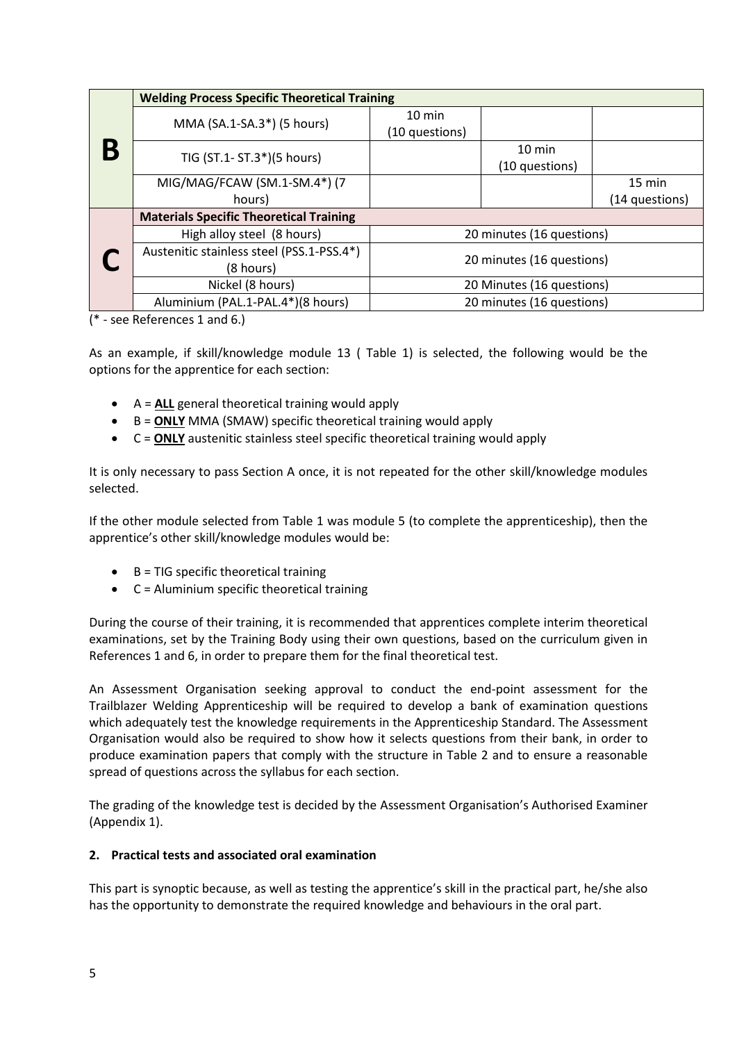| | Welding Process Specific Theoretical Training | | | |
|---|---|---|---|---|
| **B** | MMA (SA.1-SA.3*) (5 hours) | 10 min (10 questions) | | |
| | TIG (ST.1- ST.3*)(5 hours) | | 10 min (10 questions) | |
| | MIG/MAG/FCAW (SM.1-SM.4*) (7 hours) | | | 15 min (14 questions) |
| | **Materials Specific Theoretical Training** | | | |
| **C** | High alloy steel (8 hours) | 20 minutes (16 questions) | | |
| | Austenitic stainless steel (PSS.1-PSS.4*) (8 hours) | 20 minutes (16 questions) | | |
| | Nickel (8 hours) | 20 Minutes (16 questions) | | |
| | Aluminium (PAL.1-PAL.4*)(8 hours) | 20 minutes (16 questions) | | |

(* - see References 1 and 6.)

As an example, if skill/knowledge module 13 ( Table 1) is selected, the following would be the options for the apprentice for each section:

- A = **ALL** general theoretical training would apply
- B = **ONLY** MMA (SMAW) specific theoretical training would apply
- C = **ONLY** austenitic stainless steel specific theoretical training would apply

It is only necessary to pass Section A once, it is not repeated for the other skill/knowledge modules selected.

If the other module selected from Table 1 was module 5 (to complete the apprenticeship), then the apprentice's other skill/knowledge modules would be:

- B = TIG specific theoretical training
- C = Aluminium specific theoretical training

During the course of their training, it is recommended that apprentices complete interim theoretical examinations, set by the Training Body using their own questions, based on the curriculum given in References 1 and 6, in order to prepare them for the final theoretical test.

An Assessment Organisation seeking approval to conduct the end-point assessment for the Trailblazer Welding Apprenticeship will be required to develop a bank of examination questions which adequately test the knowledge requirements in the Apprenticeship Standard. The Assessment Organisation would also be required to show how it selects questions from their bank, in order to produce examination papers that comply with the structure in Table 2 and to ensure a reasonable spread of questions across the syllabus for each section.

The grading of the knowledge test is decided by the Assessment Organisation's Authorised Examiner (Appendix 1).

**2. Practical tests and associated oral examination**

This part is synoptic because, as well as testing the apprentice's skill in the practical part, he/she also has the opportunity to demonstrate the required knowledge and behaviours in the oral part.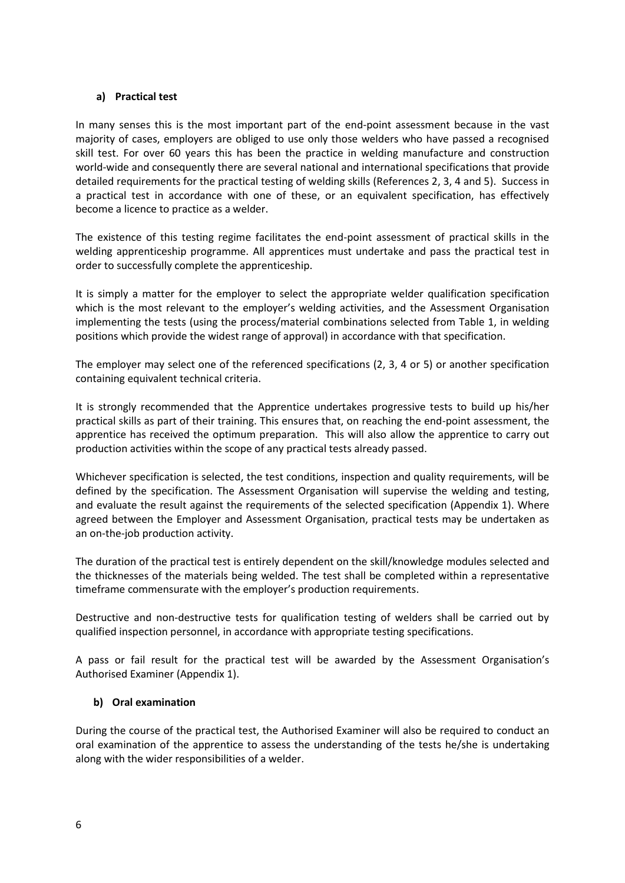### a) Practical test

In many senses this is the most important part of the end-point assessment because in the vast majority of cases, employers are obliged to use only those welders who have passed a recognised skill test. For over 60 years this has been the practice in welding manufacture and construction world-wide and consequently there are several national and international specifications that provide detailed requirements for the practical testing of welding skills (References 2, 3, 4 and 5). Success in a practical test in accordance with one of these, or an equivalent specification, has effectively become a licence to practice as a welder.

The existence of this testing regime facilitates the end-point assessment of practical skills in the welding apprenticeship programme. All apprentices must undertake and pass the practical test in order to successfully complete the apprenticeship.

It is simply a matter for the employer to select the appropriate welder qualification specification which is the most relevant to the employer's welding activities, and the Assessment Organisation implementing the tests (using the process/material combinations selected from Table 1, in welding positions which provide the widest range of approval) in accordance with that specification.

The employer may select one of the referenced specifications (2, 3, 4 or 5) or another specification containing equivalent technical criteria.

It is strongly recommended that the Apprentice undertakes progressive tests to build up his/her practical skills as part of their training. This ensures that, on reaching the end-point assessment, the apprentice has received the optimum preparation. This will also allow the apprentice to carry out production activities within the scope of any practical tests already passed.

Whichever specification is selected, the test conditions, inspection and quality requirements, will be defined by the specification. The Assessment Organisation will supervise the welding and testing, and evaluate the result against the requirements of the selected specification (Appendix 1). Where agreed between the Employer and Assessment Organisation, practical tests may be undertaken as an on-the-job production activity.

The duration of the practical test is entirely dependent on the skill/knowledge modules selected and the thicknesses of the materials being welded. The test shall be completed within a representative timeframe commensurate with the employer's production requirements.

Destructive and non-destructive tests for qualification testing of welders shall be carried out by qualified inspection personnel, in accordance with appropriate testing specifications.

A pass or fail result for the practical test will be awarded by the Assessment Organisation's Authorised Examiner (Appendix 1).

### b) Oral examination

During the course of the practical test, the Authorised Examiner will also be required to conduct an oral examination of the apprentice to assess the understanding of the tests he/she is undertaking along with the wider responsibilities of a welder.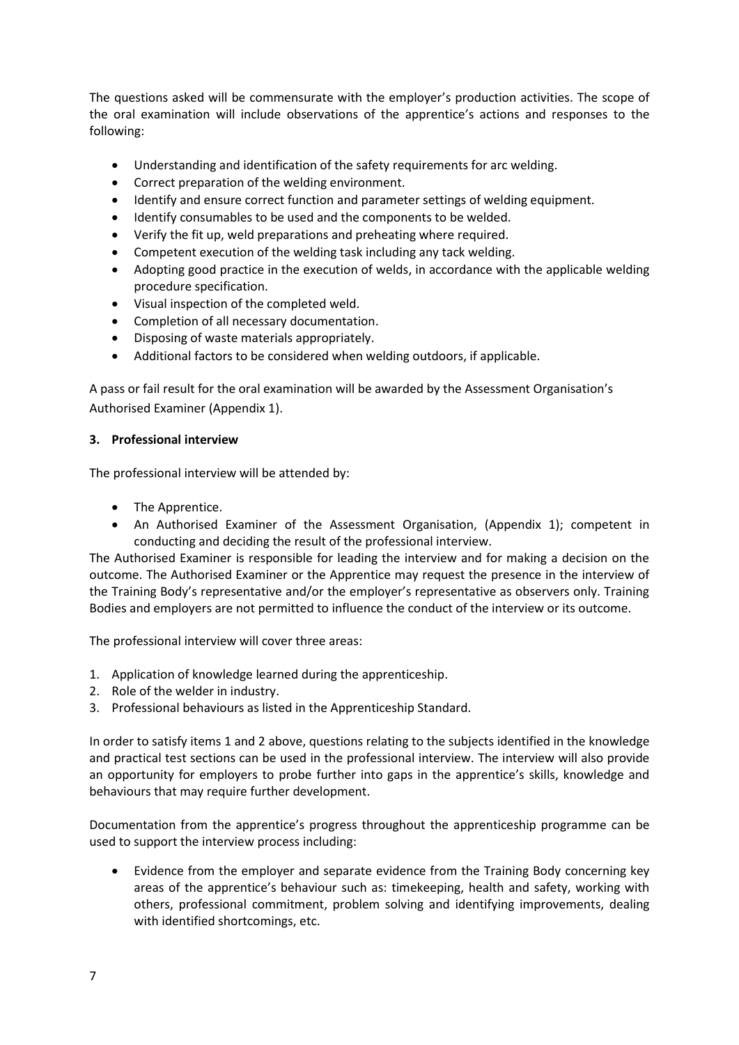The questions asked will be commensurate with the employer's production activities. The scope of the oral examination will include observations of the apprentice's actions and responses to the following:

- Understanding and identification of the safety requirements for arc welding.
- Correct preparation of the welding environment.
- Identify and ensure correct function and parameter settings of welding equipment.
- Identify consumables to be used and the components to be welded.
- Verify the fit up, weld preparations and preheating where required.
- Competent execution of the welding task including any tack welding.
- Adopting good practice in the execution of welds, in accordance with the applicable welding procedure specification.
- Visual inspection of the completed weld.
- Completion of all necessary documentation.
- Disposing of waste materials appropriately.
- Additional factors to be considered when welding outdoors, if applicable.

A pass or fail result for the oral examination will be awarded by the Assessment Organisation's Authorised Examiner (Appendix 1).

### 3. Professional interview

The professional interview will be attended by:

- The Apprentice.
- An Authorised Examiner of the Assessment Organisation, (Appendix 1); competent in conducting and deciding the result of the professional interview.

The Authorised Examiner is responsible for leading the interview and for making a decision on the outcome. The Authorised Examiner or the Apprentice may request the presence in the interview of the Training Body's representative and/or the employer's representative as observers only. Training Bodies and employers are not permitted to influence the conduct of the interview or its outcome.

The professional interview will cover three areas:

1. Application of knowledge learned during the apprenticeship.
2. Role of the welder in industry.
3. Professional behaviours as listed in the Apprenticeship Standard.

In order to satisfy items 1 and 2 above, questions relating to the subjects identified in the knowledge and practical test sections can be used in the professional interview. The interview will also provide an opportunity for employers to probe further into gaps in the apprentice's skills, knowledge and behaviours that may require further development.

Documentation from the apprentice's progress throughout the apprenticeship programme can be used to support the interview process including:

- Evidence from the employer and separate evidence from the Training Body concerning key areas of the apprentice's behaviour such as: timekeeping, health and safety, working with others, professional commitment, problem solving and identifying improvements, dealing with identified shortcomings, etc.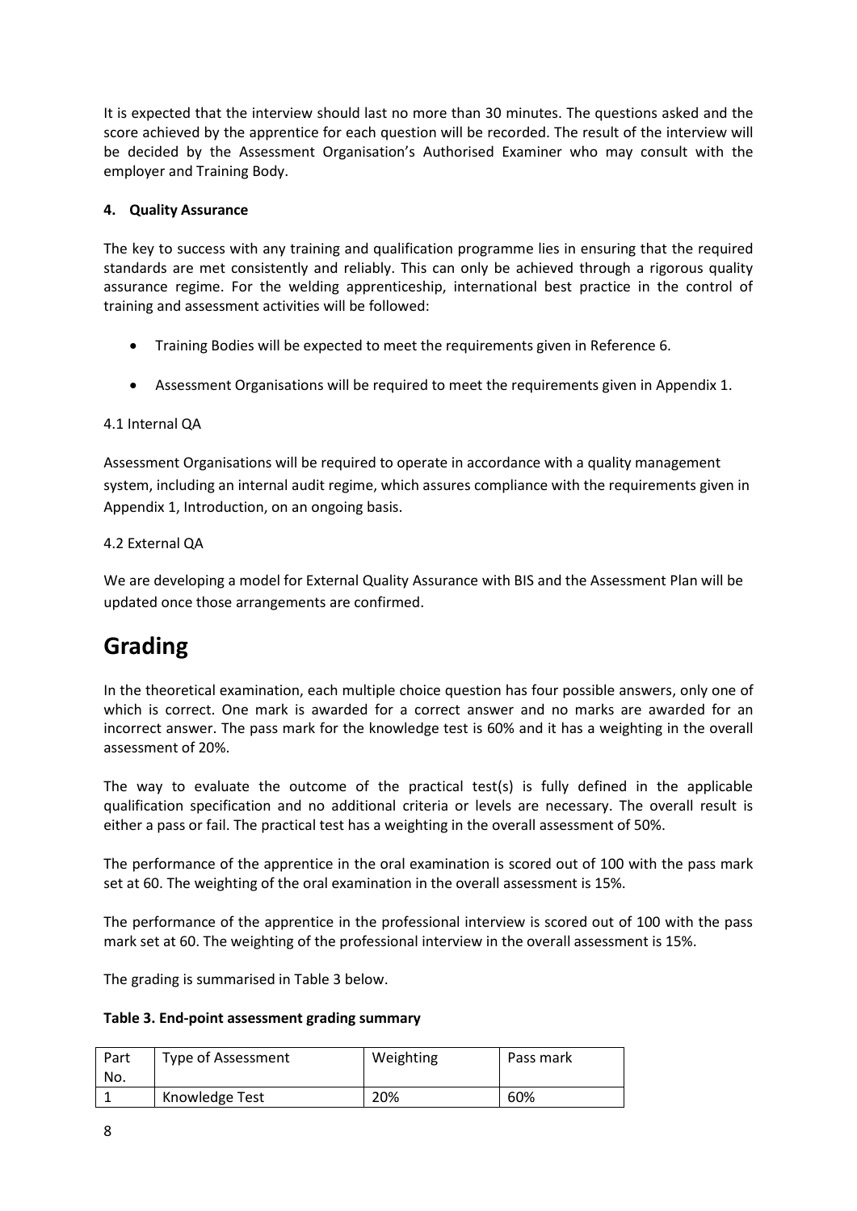It is expected that the interview should last no more than 30 minutes. The questions asked and the score achieved by the apprentice for each question will be recorded. The result of the interview will be decided by the Assessment Organisation's Authorised Examiner who may consult with the employer and Training Body.

#### 4. Quality Assurance

The key to success with any training and qualification programme lies in ensuring that the required standards are met consistently and reliably. This can only be achieved through a rigorous quality assurance regime. For the welding apprenticeship, international best practice in the control of training and assessment activities will be followed:

- Training Bodies will be expected to meet the requirements given in Reference 6.
- Assessment Organisations will be required to meet the requirements given in Appendix 1.

4.1 Internal QA

Assessment Organisations will be required to operate in accordance with a quality management system, including an internal audit regime, which assures compliance with the requirements given in Appendix 1, Introduction, on an ongoing basis.

4.2 External QA

We are developing a model for External Quality Assurance with BIS and the Assessment Plan will be updated once those arrangements are confirmed.

# Grading

In the theoretical examination, each multiple choice question has four possible answers, only one of which is correct. One mark is awarded for a correct answer and no marks are awarded for an incorrect answer. The pass mark for the knowledge test is 60% and it has a weighting in the overall assessment of 20%.

The way to evaluate the outcome of the practical test(s) is fully defined in the applicable qualification specification and no additional criteria or levels are necessary. The overall result is either a pass or fail. The practical test has a weighting in the overall assessment of 50%.

The performance of the apprentice in the oral examination is scored out of 100 with the pass mark set at 60. The weighting of the oral examination in the overall assessment is 15%.

The performance of the apprentice in the professional interview is scored out of 100 with the pass mark set at 60. The weighting of the professional interview in the overall assessment is 15%.

The grading is summarised in Table 3 below.

**Table 3. End-point assessment grading summary**

| Part No. | Type of Assessment | Weighting | Pass mark |
|---|---|---|---|
| 1 | Knowledge Test | 20% | 60% |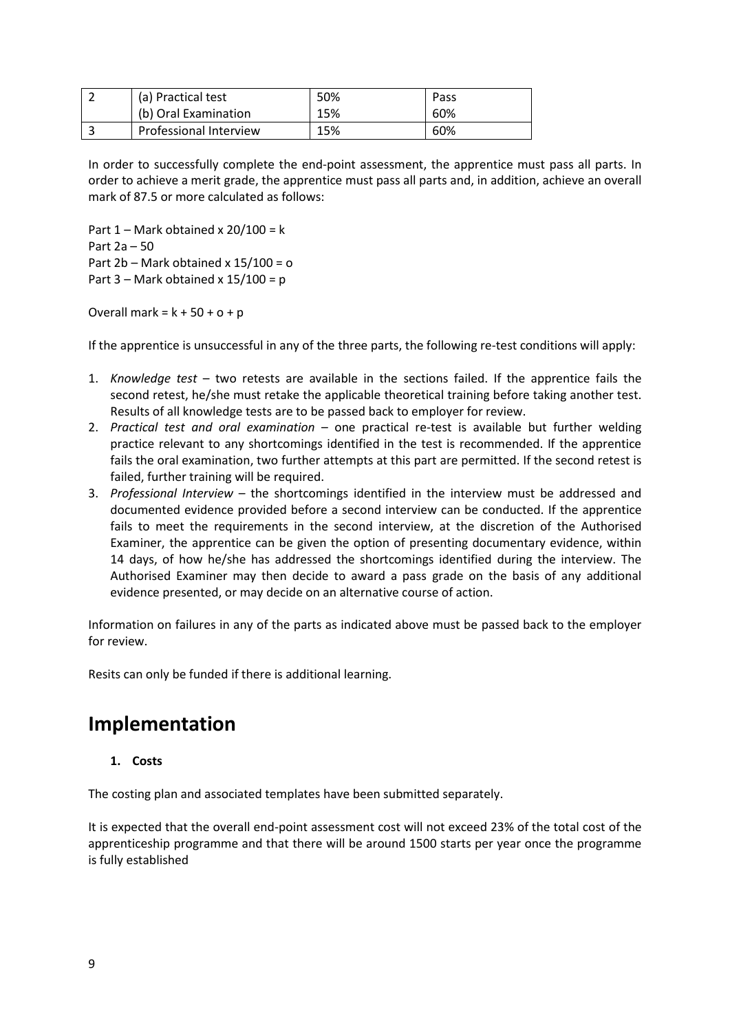| 2 | (a) Practical test<br>(b) Oral Examination | 50%<br>15% | Pass<br>60% |
|---|---|---|---|
| 3 | Professional Interview | 15% | 60% |

In order to successfully complete the end-point assessment, the apprentice must pass all parts. In order to achieve a merit grade, the apprentice must pass all parts and, in addition, achieve an overall mark of 87.5 or more calculated as follows:

Part 1 – Mark obtained x 20/100 = k
Part 2a – 50
Part 2b – Mark obtained x 15/100 = o
Part 3 – Mark obtained x 15/100 = p

Overall mark = k + 50 + o + p

If the apprentice is unsuccessful in any of the three parts, the following re-test conditions will apply:

1. *Knowledge test* – two retests are available in the sections failed. If the apprentice fails the second retest, he/she must retake the applicable theoretical training before taking another test. Results of all knowledge tests are to be passed back to employer for review.
2. *Practical test and oral examination* – one practical re-test is available but further welding practice relevant to any shortcomings identified in the test is recommended. If the apprentice fails the oral examination, two further attempts at this part are permitted. If the second retest is failed, further training will be required.
3. *Professional Interview* – the shortcomings identified in the interview must be addressed and documented evidence provided before a second interview can be conducted. If the apprentice fails to meet the requirements in the second interview, at the discretion of the Authorised Examiner, the apprentice can be given the option of presenting documentary evidence, within 14 days, of how he/she has addressed the shortcomings identified during the interview. The Authorised Examiner may then decide to award a pass grade on the basis of any additional evidence presented, or may decide on an alternative course of action.

Information on failures in any of the parts as indicated above must be passed back to the employer for review.

Resits can only be funded if there is additional learning.

# Implementation

1. **Costs**

The costing plan and associated templates have been submitted separately.

It is expected that the overall end-point assessment cost will not exceed 23% of the total cost of the apprenticeship programme and that there will be around 1500 starts per year once the programme is fully established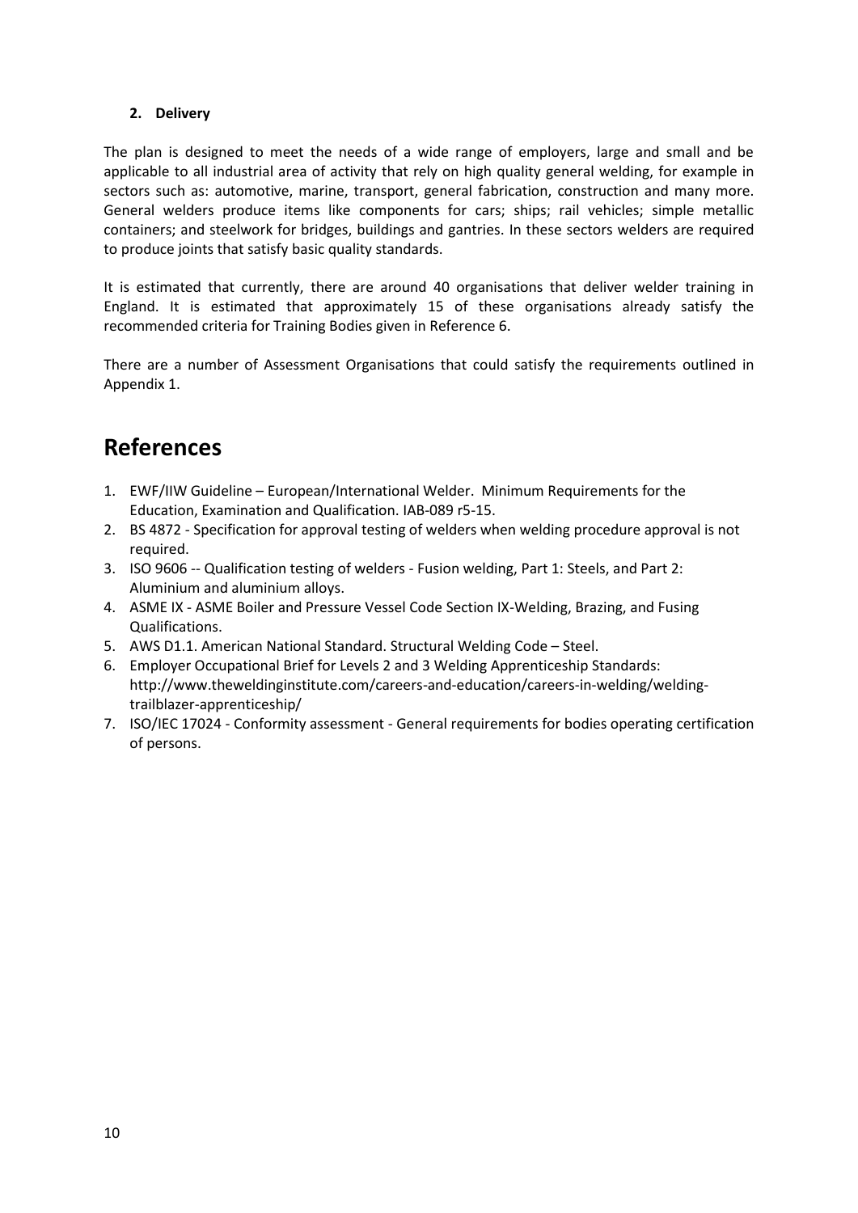**2. Delivery**

The plan is designed to meet the needs of a wide range of employers, large and small and be applicable to all industrial area of activity that rely on high quality general welding, for example in sectors such as: automotive, marine, transport, general fabrication, construction and many more. General welders produce items like components for cars; ships; rail vehicles; simple metallic containers; and steelwork for bridges, buildings and gantries. In these sectors welders are required to produce joints that satisfy basic quality standards.

It is estimated that currently, there are around 40 organisations that deliver welder training in England. It is estimated that approximately 15 of these organisations already satisfy the recommended criteria for Training Bodies given in Reference 6.

There are a number of Assessment Organisations that could satisfy the requirements outlined in Appendix 1.

# References

1. EWF/IIW Guideline – European/International Welder. Minimum Requirements for the Education, Examination and Qualification. IAB-089 r5-15.
2. BS 4872 - Specification for approval testing of welders when welding procedure approval is not required.
3. ISO 9606 -- Qualification testing of welders - Fusion welding, Part 1: Steels, and Part 2: Aluminium and aluminium alloys.
4. ASME IX - ASME Boiler and Pressure Vessel Code Section IX-Welding, Brazing, and Fusing Qualifications.
5. AWS D1.1. American National Standard. Structural Welding Code – Steel.
6. Employer Occupational Brief for Levels 2 and 3 Welding Apprenticeship Standards: http://www.theweldinginstitute.com/careers-and-education/careers-in-welding/welding-trailblazer-apprenticeship/
7. ISO/IEC 17024 - Conformity assessment - General requirements for bodies operating certification of persons.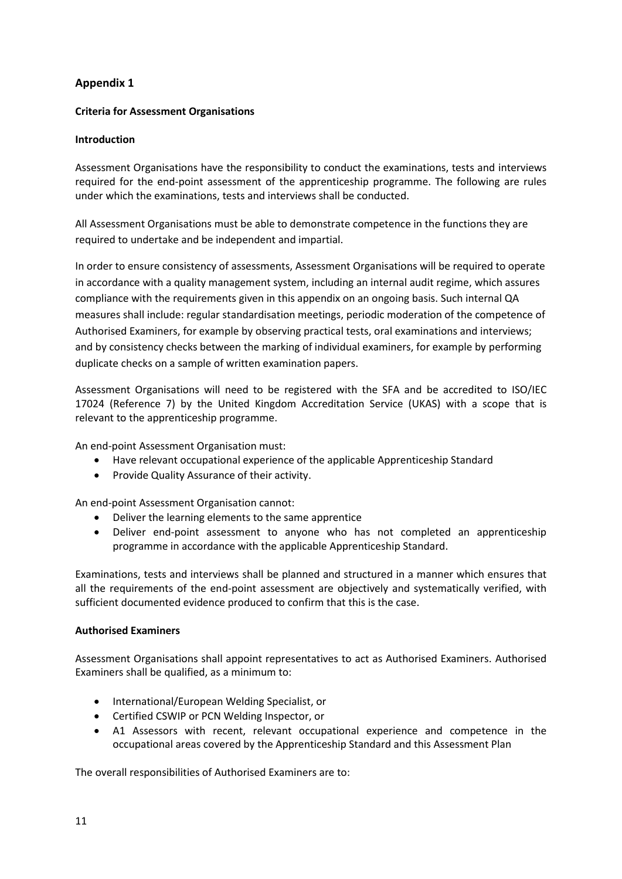## Appendix 1

**Criteria for Assessment Organisations**

**Introduction**

Assessment Organisations have the responsibility to conduct the examinations, tests and interviews required for the end-point assessment of the apprenticeship programme. The following are rules under which the examinations, tests and interviews shall be conducted.

All Assessment Organisations must be able to demonstrate competence in the functions they are required to undertake and be independent and impartial.

In order to ensure consistency of assessments, Assessment Organisations will be required to operate in accordance with a quality management system, including an internal audit regime, which assures compliance with the requirements given in this appendix on an ongoing basis. Such internal QA measures shall include: regular standardisation meetings, periodic moderation of the competence of Authorised Examiners, for example by observing practical tests, oral examinations and interviews; and by consistency checks between the marking of individual examiners, for example by performing duplicate checks on a sample of written examination papers.

Assessment Organisations will need to be registered with the SFA and be accredited to ISO/IEC 17024 (Reference 7) by the United Kingdom Accreditation Service (UKAS) with a scope that is relevant to the apprenticeship programme.

An end-point Assessment Organisation must:

- Have relevant occupational experience of the applicable Apprenticeship Standard
- Provide Quality Assurance of their activity.

An end-point Assessment Organisation cannot:

- Deliver the learning elements to the same apprentice
- Deliver end-point assessment to anyone who has not completed an apprenticeship programme in accordance with the applicable Apprenticeship Standard.

Examinations, tests and interviews shall be planned and structured in a manner which ensures that all the requirements of the end-point assessment are objectively and systematically verified, with sufficient documented evidence produced to confirm that this is the case.

**Authorised Examiners**

Assessment Organisations shall appoint representatives to act as Authorised Examiners. Authorised Examiners shall be qualified, as a minimum to:

- International/European Welding Specialist, or
- Certified CSWIP or PCN Welding Inspector, or
- A1 Assessors with recent, relevant occupational experience and competence in the occupational areas covered by the Apprenticeship Standard and this Assessment Plan

The overall responsibilities of Authorised Examiners are to: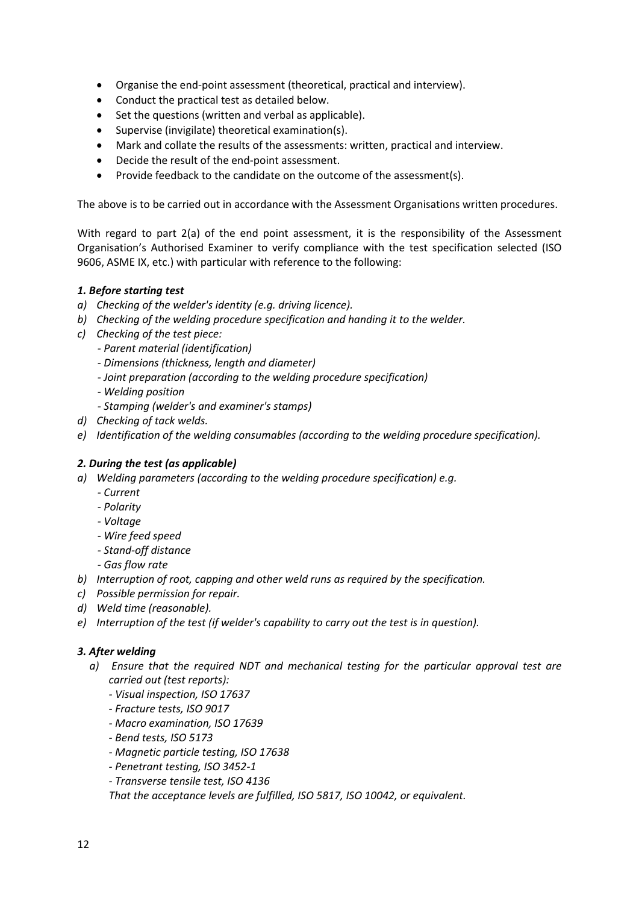- Organise the end-point assessment (theoretical, practical and interview).
- Conduct the practical test as detailed below.
- Set the questions (written and verbal as applicable).
- Supervise (invigilate) theoretical examination(s).
- Mark and collate the results of the assessments: written, practical and interview.
- Decide the result of the end-point assessment.
- Provide feedback to the candidate on the outcome of the assessment(s).

The above is to be carried out in accordance with the Assessment Organisations written procedures.

With regard to part 2(a) of the end point assessment, it is the responsibility of the Assessment Organisation's Authorised Examiner to verify compliance with the test specification selected (ISO 9606, ASME IX, etc.) with particular with reference to the following:

***1. Before starting test***

*a) Checking of the welder's identity (e.g. driving licence).*

*b) Checking of the welding procedure specification and handing it to the welder.*

*c) Checking of the test piece:*
   *- Parent material (identification)*
   *- Dimensions (thickness, length and diameter)*
   *- Joint preparation (according to the welding procedure specification)*
   *- Welding position*
   *- Stamping (welder's and examiner's stamps)*

*d) Checking of tack welds.*

*e) Identification of the welding consumables (according to the welding procedure specification).*

***2. During the test (as applicable)***

*a) Welding parameters (according to the welding procedure specification) e.g.*
   *- Current*
   *- Polarity*
   *- Voltage*
   *- Wire feed speed*
   *- Stand-off distance*
   *- Gas flow rate*

*b) Interruption of root, capping and other weld runs as required by the specification.*

*c) Possible permission for repair.*

*d) Weld time (reasonable).*

*e) Interruption of the test (if welder's capability to carry out the test is in question).*

***3. After welding***

*a) Ensure that the required NDT and mechanical testing for the particular approval test are carried out (test reports):*
   *- Visual inspection, ISO 17637*
   *- Fracture tests, ISO 9017*
   *- Macro examination, ISO 17639*
   *- Bend tests, ISO 5173*
   *- Magnetic particle testing, ISO 17638*
   *- Penetrant testing, ISO 3452-1*
   *- Transverse tensile test, ISO 4136*

   *That the acceptance levels are fulfilled, ISO 5817, ISO 10042, or equivalent.*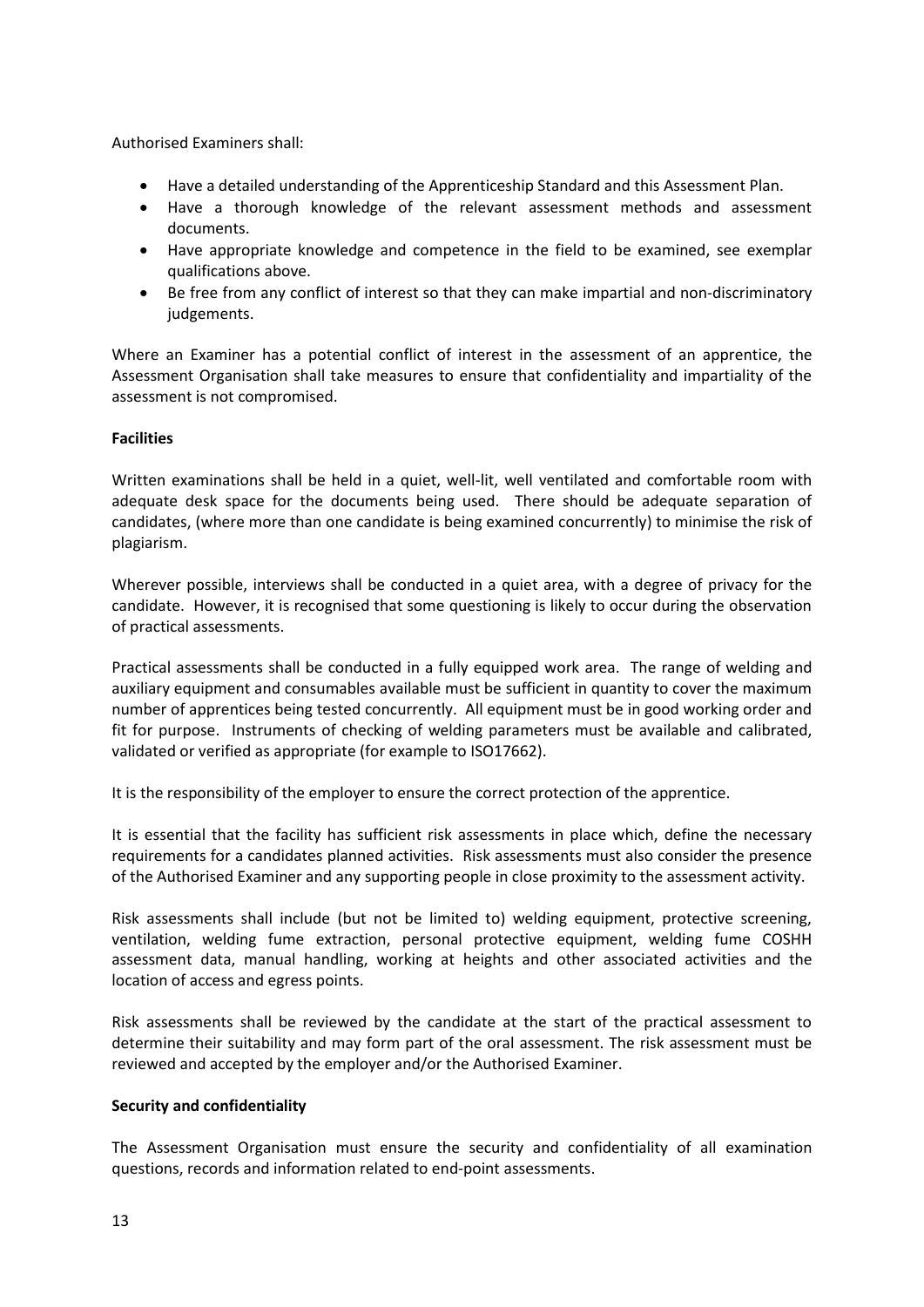Authorised Examiners shall:

- Have a detailed understanding of the Apprenticeship Standard and this Assessment Plan.
- Have a thorough knowledge of the relevant assessment methods and assessment documents.
- Have appropriate knowledge and competence in the field to be examined, see exemplar qualifications above.
- Be free from any conflict of interest so that they can make impartial and non-discriminatory judgements.

Where an Examiner has a potential conflict of interest in the assessment of an apprentice, the Assessment Organisation shall take measures to ensure that confidentiality and impartiality of the assessment is not compromised.

**Facilities**

Written examinations shall be held in a quiet, well-lit, well ventilated and comfortable room with adequate desk space for the documents being used. There should be adequate separation of candidates, (where more than one candidate is being examined concurrently) to minimise the risk of plagiarism.

Wherever possible, interviews shall be conducted in a quiet area, with a degree of privacy for the candidate. However, it is recognised that some questioning is likely to occur during the observation of practical assessments.

Practical assessments shall be conducted in a fully equipped work area. The range of welding and auxiliary equipment and consumables available must be sufficient in quantity to cover the maximum number of apprentices being tested concurrently. All equipment must be in good working order and fit for purpose. Instruments of checking of welding parameters must be available and calibrated, validated or verified as appropriate (for example to ISO17662).

It is the responsibility of the employer to ensure the correct protection of the apprentice.

It is essential that the facility has sufficient risk assessments in place which, define the necessary requirements for a candidates planned activities. Risk assessments must also consider the presence of the Authorised Examiner and any supporting people in close proximity to the assessment activity.

Risk assessments shall include (but not be limited to) welding equipment, protective screening, ventilation, welding fume extraction, personal protective equipment, welding fume COSHH assessment data, manual handling, working at heights and other associated activities and the location of access and egress points.

Risk assessments shall be reviewed by the candidate at the start of the practical assessment to determine their suitability and may form part of the oral assessment. The risk assessment must be reviewed and accepted by the employer and/or the Authorised Examiner.

**Security and confidentiality**

The Assessment Organisation must ensure the security and confidentiality of all examination questions, records and information related to end-point assessments.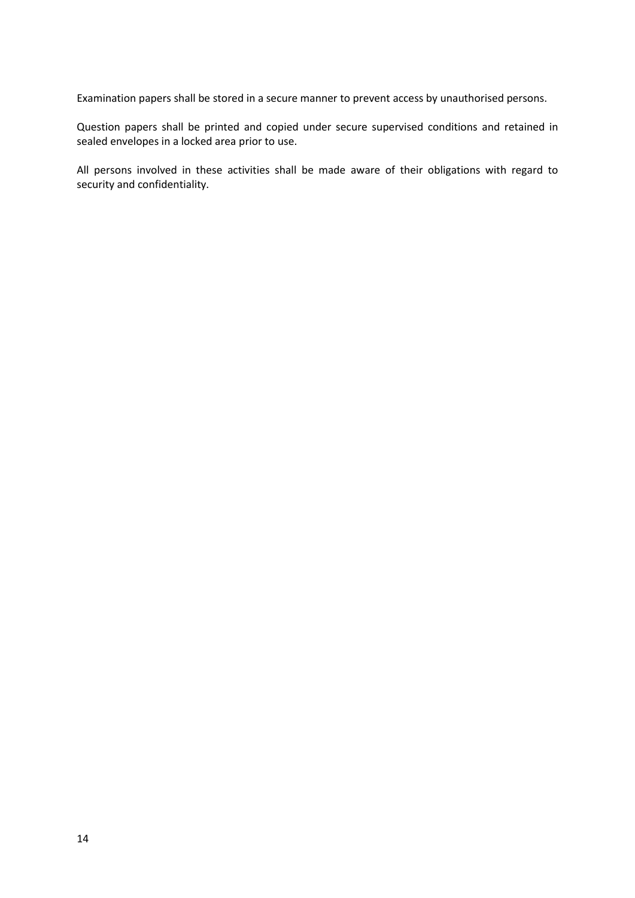Examination papers shall be stored in a secure manner to prevent access by unauthorised persons.

Question papers shall be printed and copied under secure supervised conditions and retained in sealed envelopes in a locked area prior to use.

All persons involved in these activities shall be made aware of their obligations with regard to security and confidentiality.